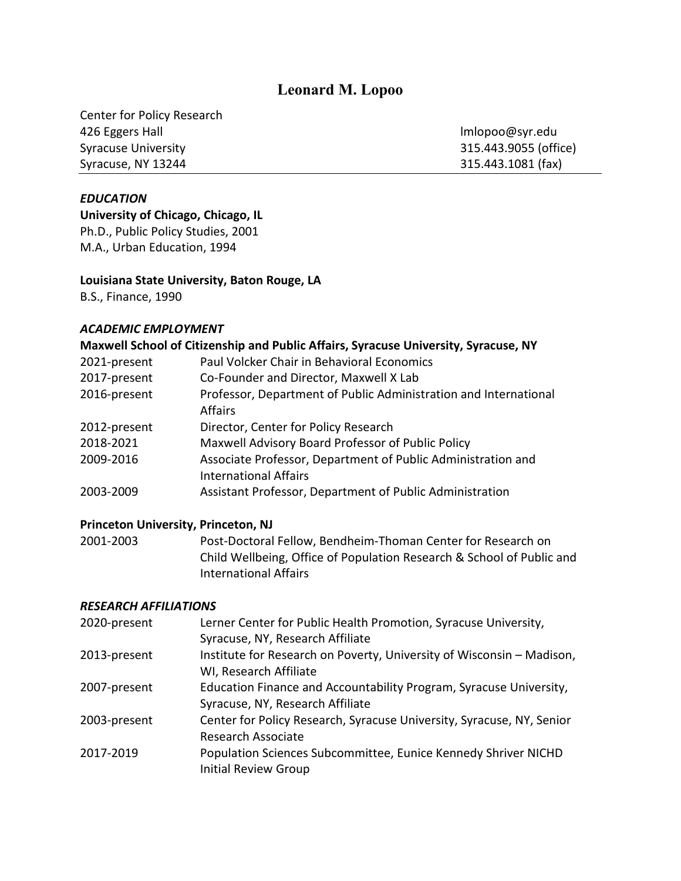# Leonard M. Lopoo

Center for Policy Research
426 Eggers Hall
Syracuse University
Syracuse, NY 13244

lmlopoo@syr.edu
315.443.9055 (office)
315.443.1081 (fax)

---

## *EDUCATION*

**University of Chicago, Chicago, IL**
Ph.D., Public Policy Studies, 2001
M.A., Urban Education, 1994

**Louisiana State University, Baton Rouge, LA**
B.S., Finance, 1990

## *ACADEMIC EMPLOYMENT*

**Maxwell School of Citizenship and Public Affairs, Syracuse University, Syracuse, NY**

| | |
|---|---|
| 2021-present | Paul Volcker Chair in Behavioral Economics |
| 2017-present | Co-Founder and Director, Maxwell X Lab |
| 2016-present | Professor, Department of Public Administration and International Affairs |
| 2012-present | Director, Center for Policy Research |
| 2018-2021 | Maxwell Advisory Board Professor of Public Policy |
| 2009-2016 | Associate Professor, Department of Public Administration and International Affairs |
| 2003-2009 | Assistant Professor, Department of Public Administration |

**Princeton University, Princeton, NJ**

| | |
|---|---|
| 2001-2003 | Post-Doctoral Fellow, Bendheim-Thoman Center for Research on Child Wellbeing, Office of Population Research & School of Public and International Affairs |

## *RESEARCH AFFILIATIONS*

| | |
|---|---|
| 2020-present | Lerner Center for Public Health Promotion, Syracuse University, Syracuse, NY, Research Affiliate |
| 2013-present | Institute for Research on Poverty, University of Wisconsin – Madison, WI, Research Affiliate |
| 2007-present | Education Finance and Accountability Program, Syracuse University, Syracuse, NY, Research Affiliate |
| 2003-present | Center for Policy Research, Syracuse University, Syracuse, NY, Senior Research Associate |
| 2017-2019 | Population Sciences Subcommittee, Eunice Kennedy Shriver NICHD Initial Review Group |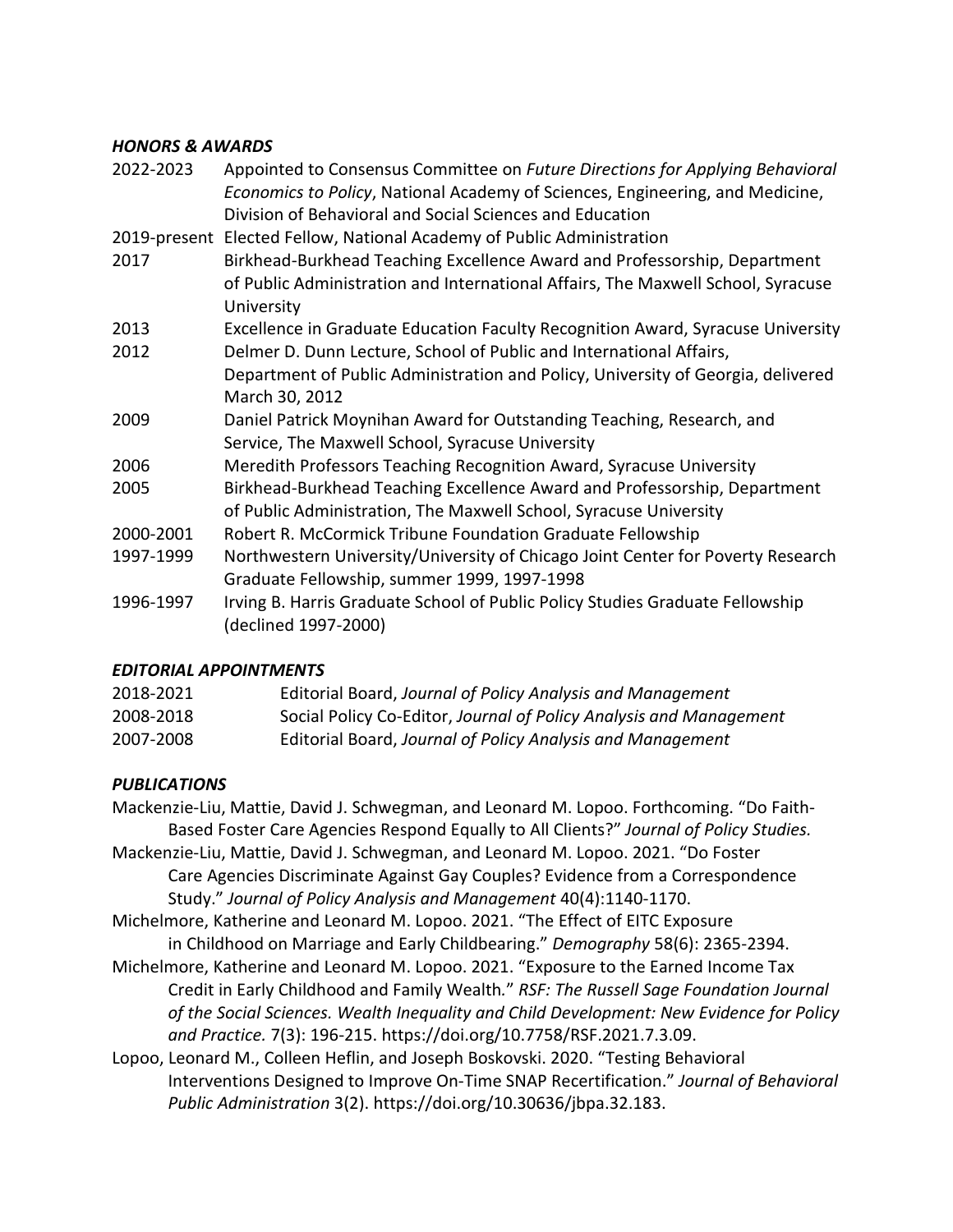### *HONORS & AWARDS*

2022-2023 Appointed to Consensus Committee on *Future Directions for Applying Behavioral Economics to Policy*, National Academy of Sciences, Engineering, and Medicine, Division of Behavioral and Social Sciences and Education

2019-present Elected Fellow, National Academy of Public Administration

2017 Birkhead-Burkhead Teaching Excellence Award and Professorship, Department of Public Administration and International Affairs, The Maxwell School, Syracuse University

2013 Excellence in Graduate Education Faculty Recognition Award, Syracuse University

2012 Delmer D. Dunn Lecture, School of Public and International Affairs, Department of Public Administration and Policy, University of Georgia, delivered March 30, 2012

2009 Daniel Patrick Moynihan Award for Outstanding Teaching, Research, and Service, The Maxwell School, Syracuse University

2006 Meredith Professors Teaching Recognition Award, Syracuse University

2005 Birkhead-Burkhead Teaching Excellence Award and Professorship, Department of Public Administration, The Maxwell School, Syracuse University

2000-2001 Robert R. McCormick Tribune Foundation Graduate Fellowship

1997-1999 Northwestern University/University of Chicago Joint Center for Poverty Research Graduate Fellowship, summer 1999, 1997-1998

1996-1997 Irving B. Harris Graduate School of Public Policy Studies Graduate Fellowship (declined 1997-2000)

### *EDITORIAL APPOINTMENTS*

2018-2021 Editorial Board, *Journal of Policy Analysis and Management*

2008-2018 Social Policy Co-Editor, *Journal of Policy Analysis and Management*

2007-2008 Editorial Board, *Journal of Policy Analysis and Management*

### *PUBLICATIONS*

Mackenzie-Liu, Mattie, David J. Schwegman, and Leonard M. Lopoo. Forthcoming. "Do Faith-Based Foster Care Agencies Respond Equally to All Clients?" *Journal of Policy Studies.*

Mackenzie-Liu, Mattie, David J. Schwegman, and Leonard M. Lopoo. 2021. "Do Foster Care Agencies Discriminate Against Gay Couples? Evidence from a Correspondence Study." *Journal of Policy Analysis and Management* 40(4):1140-1170.

Michelmore, Katherine and Leonard M. Lopoo. 2021. "The Effect of EITC Exposure in Childhood on Marriage and Early Childbearing." *Demography* 58(6): 2365-2394.

Michelmore, Katherine and Leonard M. Lopoo. 2021. "Exposure to the Earned Income Tax Credit in Early Childhood and Family Wealth." *RSF: The Russell Sage Foundation Journal of the Social Sciences. Wealth Inequality and Child Development: New Evidence for Policy and Practice.* 7(3): 196-215. https://doi.org/10.7758/RSF.2021.7.3.09.

Lopoo, Leonard M., Colleen Heflin, and Joseph Boskovski. 2020. "Testing Behavioral Interventions Designed to Improve On-Time SNAP Recertification." *Journal of Behavioral Public Administration* 3(2). https://doi.org/10.30636/jbpa.32.183.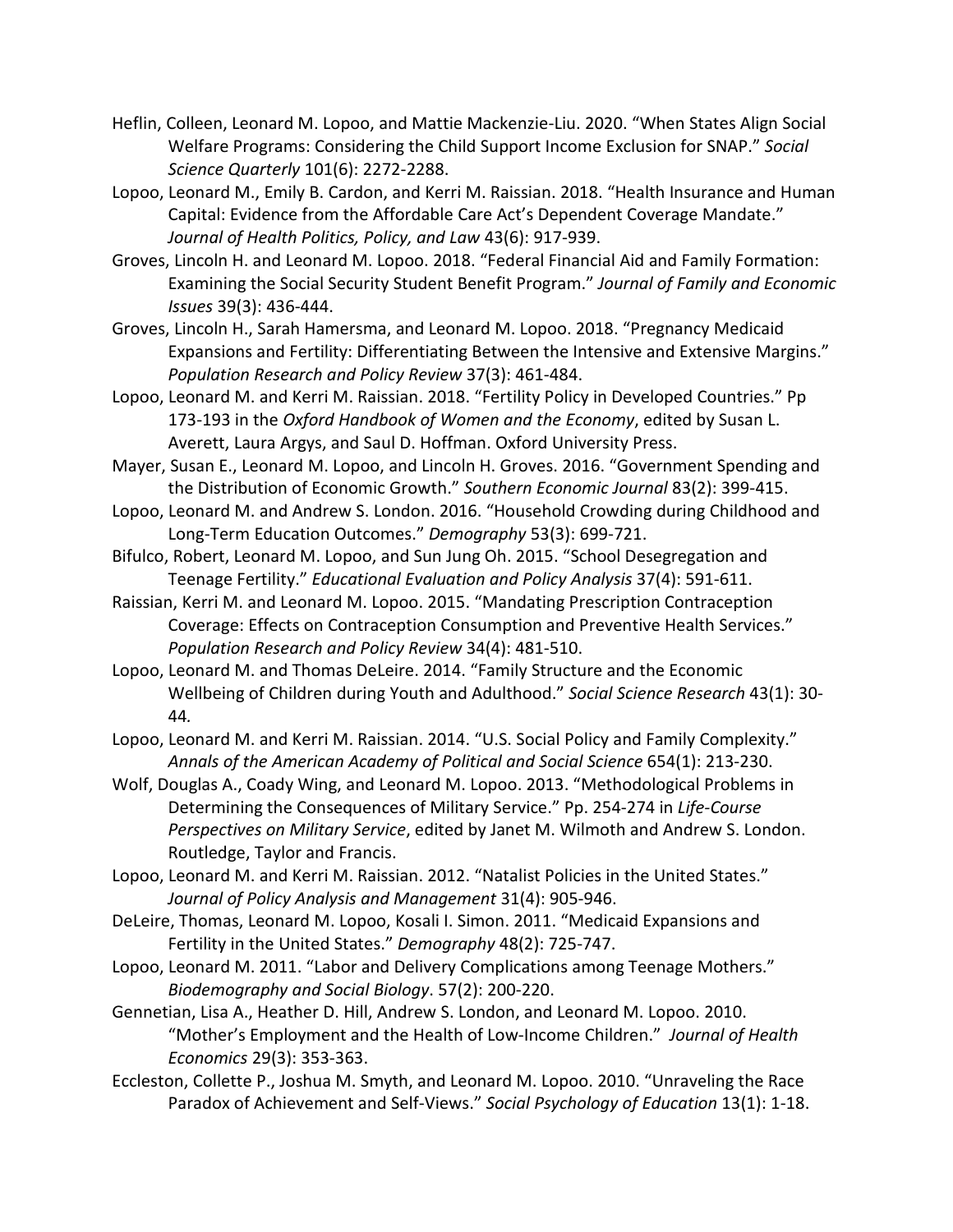Heflin, Colleen, Leonard M. Lopoo, and Mattie Mackenzie-Liu. 2020. "When States Align Social Welfare Programs: Considering the Child Support Income Exclusion for SNAP." *Social Science Quarterly* 101(6): 2272-2288.

Lopoo, Leonard M., Emily B. Cardon, and Kerri M. Raissian. 2018. "Health Insurance and Human Capital: Evidence from the Affordable Care Act's Dependent Coverage Mandate." *Journal of Health Politics, Policy, and Law* 43(6): 917-939.

Groves, Lincoln H. and Leonard M. Lopoo. 2018. "Federal Financial Aid and Family Formation: Examining the Social Security Student Benefit Program." *Journal of Family and Economic Issues* 39(3): 436-444.

Groves, Lincoln H., Sarah Hamersma, and Leonard M. Lopoo. 2018. "Pregnancy Medicaid Expansions and Fertility: Differentiating Between the Intensive and Extensive Margins." *Population Research and Policy Review* 37(3): 461-484.

Lopoo, Leonard M. and Kerri M. Raissian. 2018. "Fertility Policy in Developed Countries." Pp 173-193 in the *Oxford Handbook of Women and the Economy*, edited by Susan L. Averett, Laura Argys, and Saul D. Hoffman. Oxford University Press.

Mayer, Susan E., Leonard M. Lopoo, and Lincoln H. Groves. 2016. "Government Spending and the Distribution of Economic Growth." *Southern Economic Journal* 83(2): 399-415.

Lopoo, Leonard M. and Andrew S. London. 2016. "Household Crowding during Childhood and Long-Term Education Outcomes." *Demography* 53(3): 699-721.

Bifulco, Robert, Leonard M. Lopoo, and Sun Jung Oh. 2015. "School Desegregation and Teenage Fertility." *Educational Evaluation and Policy Analysis* 37(4): 591-611.

Raissian, Kerri M. and Leonard M. Lopoo. 2015. "Mandating Prescription Contraception Coverage: Effects on Contraception Consumption and Preventive Health Services." *Population Research and Policy Review* 34(4): 481-510.

Lopoo, Leonard M. and Thomas DeLeire. 2014. "Family Structure and the Economic Wellbeing of Children during Youth and Adulthood." *Social Science Research* 43(1): 30-44*.*

Lopoo, Leonard M. and Kerri M. Raissian. 2014. "U.S. Social Policy and Family Complexity." *Annals of the American Academy of Political and Social Science* 654(1): 213-230.

Wolf, Douglas A., Coady Wing, and Leonard M. Lopoo. 2013. "Methodological Problems in Determining the Consequences of Military Service." Pp. 254-274 in *Life-Course Perspectives on Military Service*, edited by Janet M. Wilmoth and Andrew S. London. Routledge, Taylor and Francis.

Lopoo, Leonard M. and Kerri M. Raissian. 2012. "Natalist Policies in the United States." *Journal of Policy Analysis and Management* 31(4): 905-946.

DeLeire, Thomas, Leonard M. Lopoo, Kosali I. Simon. 2011. "Medicaid Expansions and Fertility in the United States." *Demography* 48(2): 725-747.

Lopoo, Leonard M. 2011. "Labor and Delivery Complications among Teenage Mothers." *Biodemography and Social Biology*. 57(2): 200-220.

Gennetian, Lisa A., Heather D. Hill, Andrew S. London, and Leonard M. Lopoo. 2010. "Mother's Employment and the Health of Low-Income Children." *Journal of Health Economics* 29(3): 353-363.

Eccleston, Collette P., Joshua M. Smyth, and Leonard M. Lopoo. 2010. "Unraveling the Race Paradox of Achievement and Self-Views." *Social Psychology of Education* 13(1): 1-18.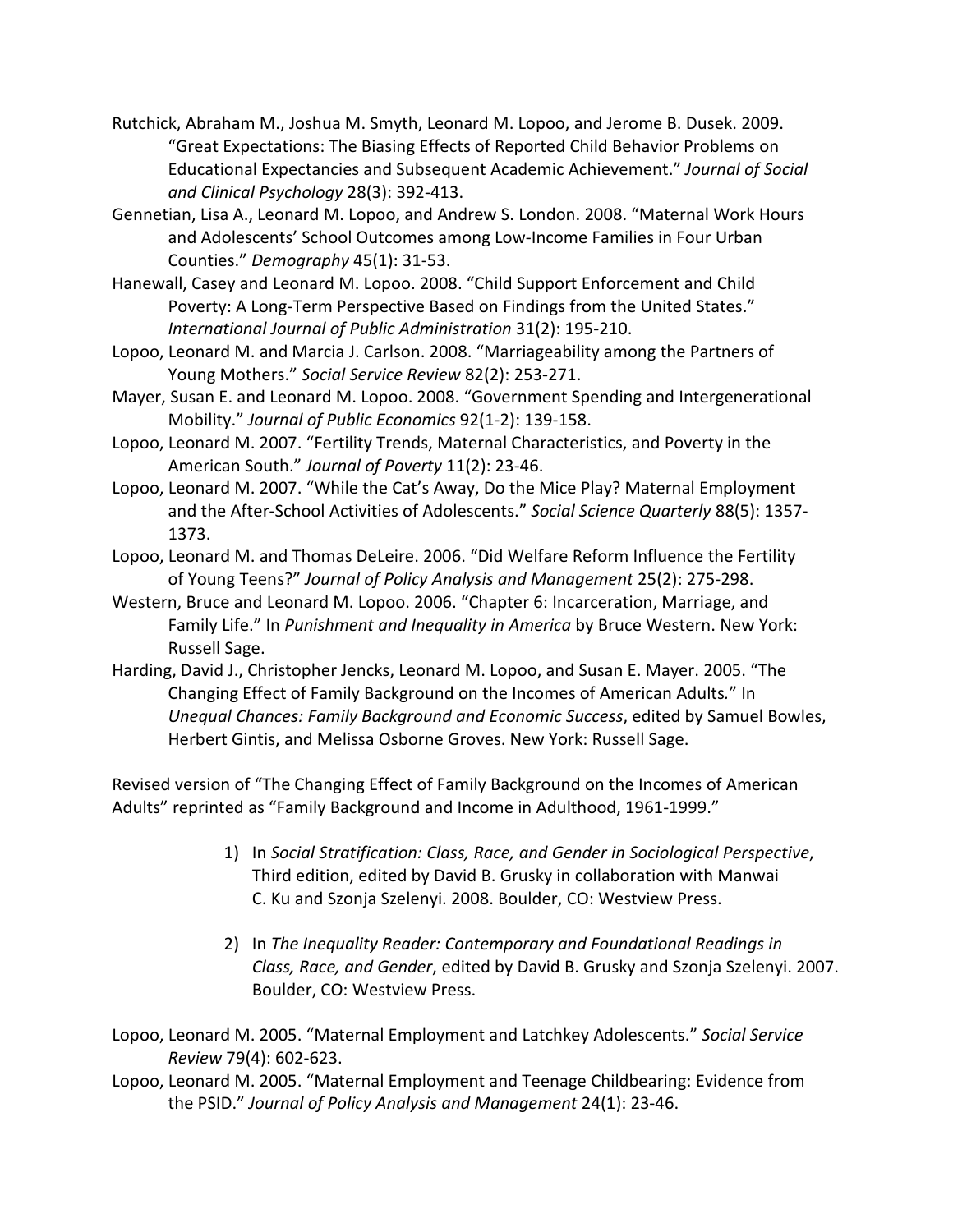Rutchick, Abraham M., Joshua M. Smyth, Leonard M. Lopoo, and Jerome B. Dusek. 2009. "Great Expectations: The Biasing Effects of Reported Child Behavior Problems on Educational Expectancies and Subsequent Academic Achievement." *Journal of Social and Clinical Psychology* 28(3): 392-413.

Gennetian, Lisa A., Leonard M. Lopoo, and Andrew S. London. 2008. "Maternal Work Hours and Adolescents' School Outcomes among Low-Income Families in Four Urban Counties." *Demography* 45(1): 31-53.

Hanewall, Casey and Leonard M. Lopoo. 2008. "Child Support Enforcement and Child Poverty: A Long-Term Perspective Based on Findings from the United States." *International Journal of Public Administration* 31(2): 195-210.

Lopoo, Leonard M. and Marcia J. Carlson. 2008. "Marriageability among the Partners of Young Mothers." *Social Service Review* 82(2): 253-271.

Mayer, Susan E. and Leonard M. Lopoo. 2008. "Government Spending and Intergenerational Mobility." *Journal of Public Economics* 92(1-2): 139-158.

Lopoo, Leonard M. 2007. "Fertility Trends, Maternal Characteristics, and Poverty in the American South." *Journal of Poverty* 11(2): 23-46.

Lopoo, Leonard M. 2007. "While the Cat's Away, Do the Mice Play? Maternal Employment and the After-School Activities of Adolescents." *Social Science Quarterly* 88(5): 1357-1373.

Lopoo, Leonard M. and Thomas DeLeire. 2006. "Did Welfare Reform Influence the Fertility of Young Teens?" *Journal of Policy Analysis and Management* 25(2): 275-298.

Western, Bruce and Leonard M. Lopoo. 2006. "Chapter 6: Incarceration, Marriage, and Family Life." In *Punishment and Inequality in America* by Bruce Western. New York: Russell Sage.

Harding, David J., Christopher Jencks, Leonard M. Lopoo, and Susan E. Mayer. 2005. "The Changing Effect of Family Background on the Incomes of American Adults." In *Unequal Chances: Family Background and Economic Success*, edited by Samuel Bowles, Herbert Gintis, and Melissa Osborne Groves. New York: Russell Sage.

Revised version of "The Changing Effect of Family Background on the Incomes of American Adults" reprinted as "Family Background and Income in Adulthood, 1961-1999."

1) In *Social Stratification: Class, Race, and Gender in Sociological Perspective*, Third edition, edited by David B. Grusky in collaboration with Manwai C. Ku and Szonja Szelenyi. 2008. Boulder, CO: Westview Press.

2) In *The Inequality Reader: Contemporary and Foundational Readings in Class, Race, and Gender*, edited by David B. Grusky and Szonja Szelenyi. 2007. Boulder, CO: Westview Press.

Lopoo, Leonard M. 2005. "Maternal Employment and Latchkey Adolescents." *Social Service Review* 79(4): 602-623.

Lopoo, Leonard M. 2005. "Maternal Employment and Teenage Childbearing: Evidence from the PSID." *Journal of Policy Analysis and Management* 24(1): 23-46.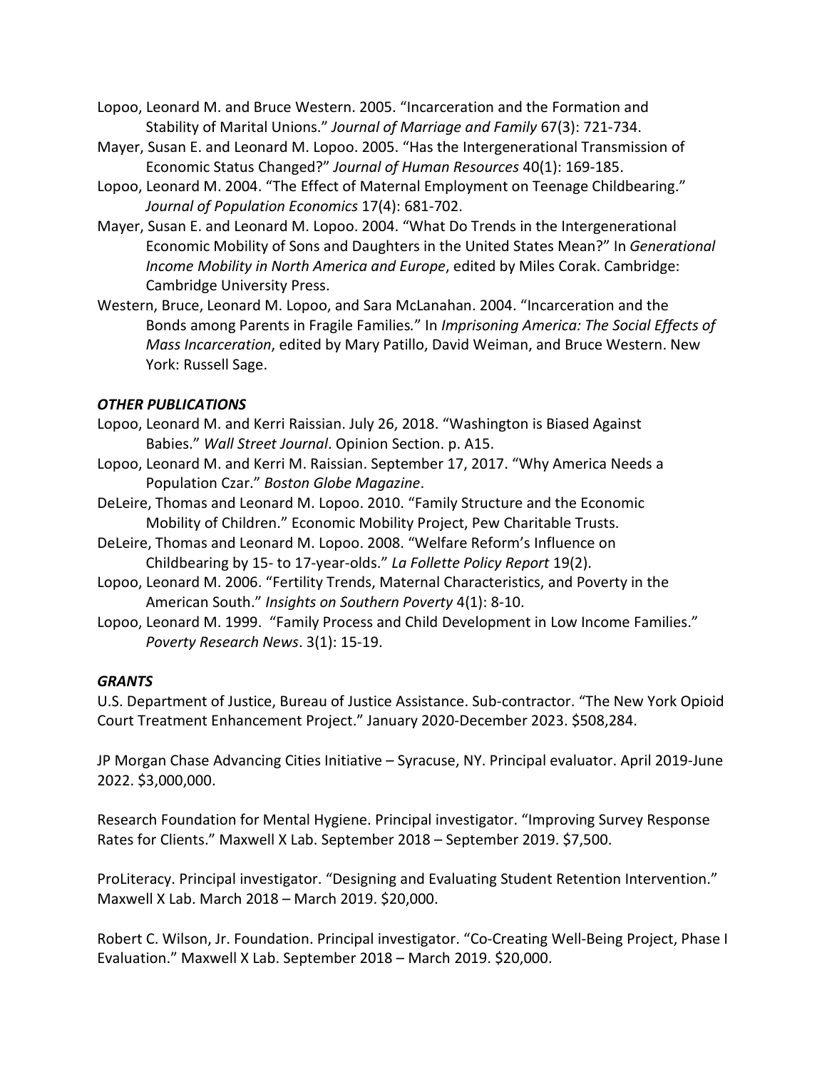Lopoo, Leonard M. and Bruce Western. 2005. "Incarceration and the Formation and Stability of Marital Unions." *Journal of Marriage and Family* 67(3): 721-734.

Mayer, Susan E. and Leonard M. Lopoo. 2005. "Has the Intergenerational Transmission of Economic Status Changed?" *Journal of Human Resources* 40(1): 169-185.

Lopoo, Leonard M. 2004. "The Effect of Maternal Employment on Teenage Childbearing." *Journal of Population Economics* 17(4): 681-702.

Mayer, Susan E. and Leonard M. Lopoo. 2004. "What Do Trends in the Intergenerational Economic Mobility of Sons and Daughters in the United States Mean?" In *Generational Income Mobility in North America and Europe*, edited by Miles Corak. Cambridge: Cambridge University Press.

Western, Bruce, Leonard M. Lopoo, and Sara McLanahan. 2004. "Incarceration and the Bonds among Parents in Fragile Families." In *Imprisoning America: The Social Effects of Mass Incarceration*, edited by Mary Patillo, David Weiman, and Bruce Western. New York: Russell Sage.

### *OTHER PUBLICATIONS*

Lopoo, Leonard M. and Kerri Raissian. July 26, 2018. "Washington is Biased Against Babies." *Wall Street Journal*. Opinion Section. p. A15.

Lopoo, Leonard M. and Kerri M. Raissian. September 17, 2017. "Why America Needs a Population Czar." *Boston Globe Magazine*.

DeLeire, Thomas and Leonard M. Lopoo. 2010. "Family Structure and the Economic Mobility of Children." Economic Mobility Project, Pew Charitable Trusts.

DeLeire, Thomas and Leonard M. Lopoo. 2008. "Welfare Reform's Influence on Childbearing by 15- to 17-year-olds." *La Follette Policy Report* 19(2).

Lopoo, Leonard M. 2006. "Fertility Trends, Maternal Characteristics, and Poverty in the American South." *Insights on Southern Poverty* 4(1): 8-10.

Lopoo, Leonard M. 1999. "Family Process and Child Development in Low Income Families." *Poverty Research News*. 3(1): 15-19.

### *GRANTS*

U.S. Department of Justice, Bureau of Justice Assistance. Sub-contractor. "The New York Opioid Court Treatment Enhancement Project." January 2020-December 2023. $508,284.

JP Morgan Chase Advancing Cities Initiative – Syracuse, NY. Principal evaluator. April 2019-June 2022. $3,000,000.

Research Foundation for Mental Hygiene. Principal investigator. "Improving Survey Response Rates for Clients." Maxwell X Lab. September 2018 – September 2019. $7,500.

ProLiteracy. Principal investigator. "Designing and Evaluating Student Retention Intervention." Maxwell X Lab. March 2018 – March 2019. $20,000.

Robert C. Wilson, Jr. Foundation. Principal investigator. "Co-Creating Well-Being Project, Phase I Evaluation." Maxwell X Lab. September 2018 – March 2019. $20,000.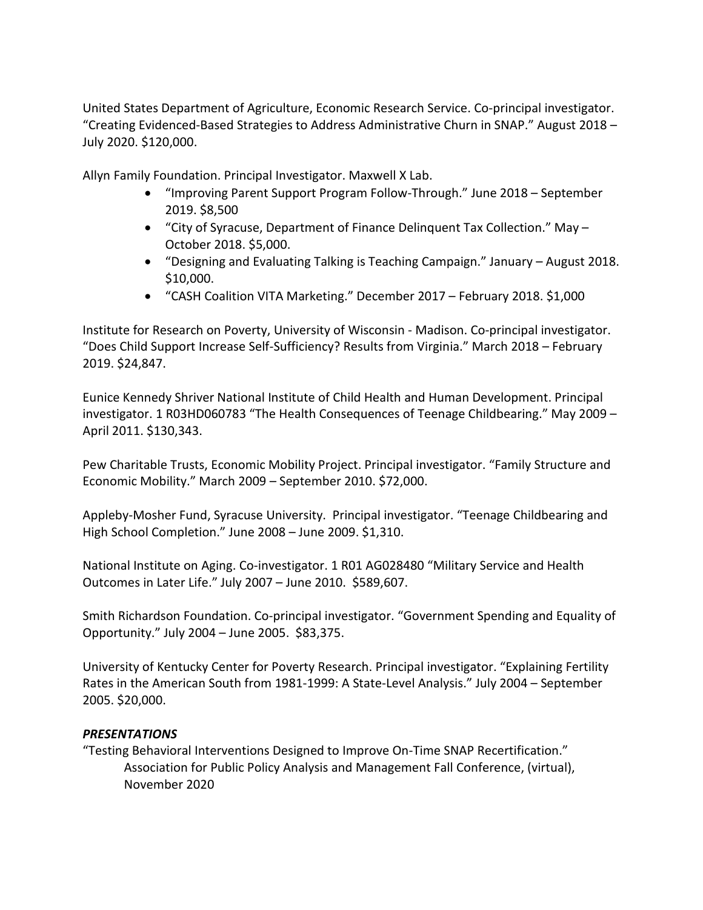United States Department of Agriculture, Economic Research Service. Co-principal investigator. "Creating Evidenced-Based Strategies to Address Administrative Churn in SNAP." August 2018 – July 2020. $120,000.

Allyn Family Foundation. Principal Investigator. Maxwell X Lab.

- "Improving Parent Support Program Follow-Through." June 2018 – September 2019. $8,500
- "City of Syracuse, Department of Finance Delinquent Tax Collection." May – October 2018. $5,000.
- "Designing and Evaluating Talking is Teaching Campaign." January – August 2018. $10,000.
- "CASH Coalition VITA Marketing." December 2017 – February 2018. $1,000

Institute for Research on Poverty, University of Wisconsin - Madison. Co-principal investigator. "Does Child Support Increase Self-Sufficiency? Results from Virginia." March 2018 – February 2019. $24,847.

Eunice Kennedy Shriver National Institute of Child Health and Human Development. Principal investigator. 1 R03HD060783 "The Health Consequences of Teenage Childbearing." May 2009 – April 2011. $130,343.

Pew Charitable Trusts, Economic Mobility Project. Principal investigator. "Family Structure and Economic Mobility." March 2009 – September 2010. $72,000.

Appleby-Mosher Fund, Syracuse University. Principal investigator. "Teenage Childbearing and High School Completion." June 2008 – June 2009. $1,310.

National Institute on Aging. Co-investigator. 1 R01 AG028480 "Military Service and Health Outcomes in Later Life." July 2007 – June 2010. $589,607.

Smith Richardson Foundation. Co-principal investigator. "Government Spending and Equality of Opportunity." July 2004 – June 2005. $83,375.

University of Kentucky Center for Poverty Research. Principal investigator. "Explaining Fertility Rates in the American South from 1981-1999: A State-Level Analysis." July 2004 – September 2005. $20,000.

### *PRESENTATIONS*

"Testing Behavioral Interventions Designed to Improve On-Time SNAP Recertification."
Association for Public Policy Analysis and Management Fall Conference, (virtual), November 2020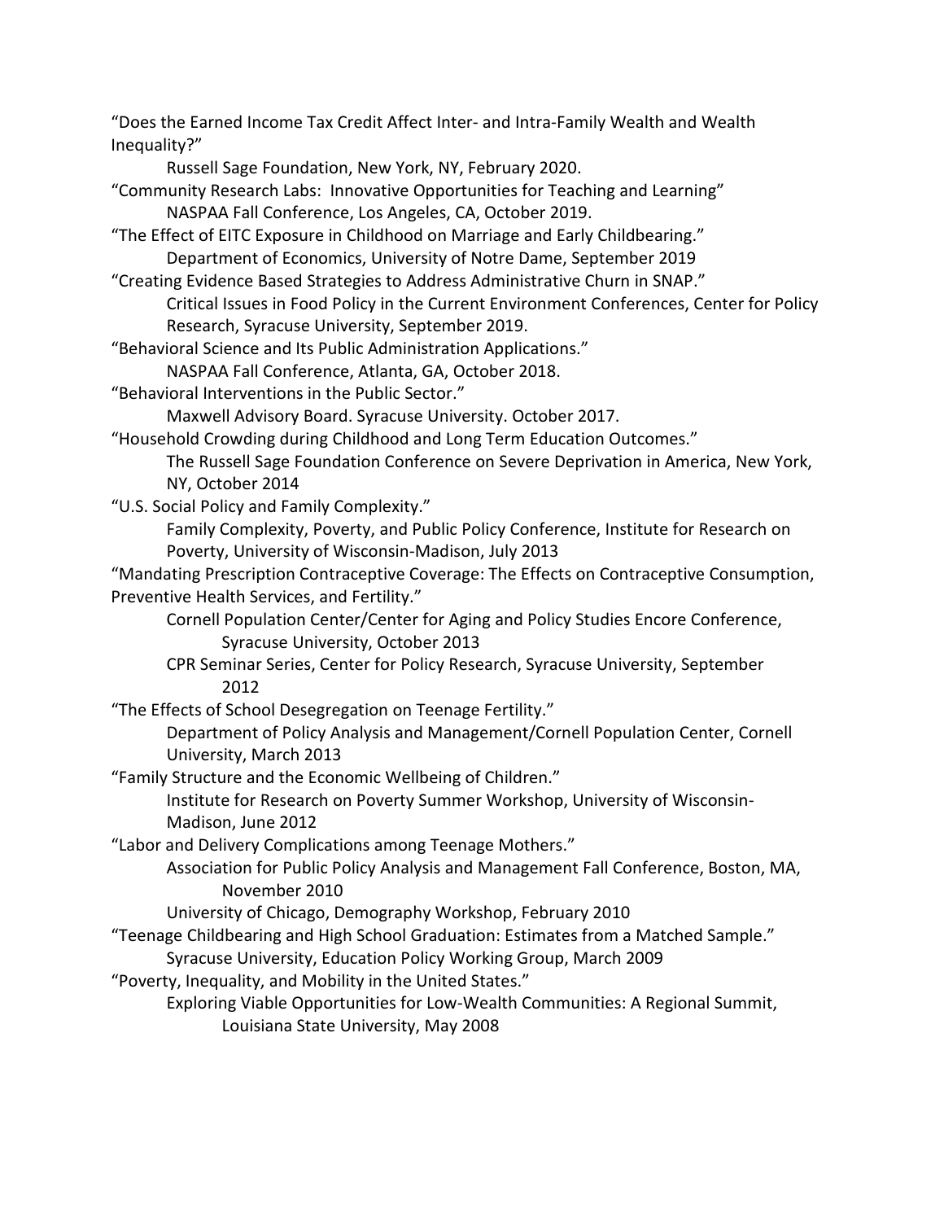"Does the Earned Income Tax Credit Affect Inter- and Intra-Family Wealth and Wealth Inequality?"
  Russell Sage Foundation, New York, NY, February 2020.

"Community Research Labs: Innovative Opportunities for Teaching and Learning"
  NASPAA Fall Conference, Los Angeles, CA, October 2019.

"The Effect of EITC Exposure in Childhood on Marriage and Early Childbearing."
  Department of Economics, University of Notre Dame, September 2019

"Creating Evidence Based Strategies to Address Administrative Churn in SNAP."
  Critical Issues in Food Policy in the Current Environment Conferences, Center for Policy Research, Syracuse University, September 2019.

"Behavioral Science and Its Public Administration Applications."
  NASPAA Fall Conference, Atlanta, GA, October 2018.

"Behavioral Interventions in the Public Sector."
  Maxwell Advisory Board. Syracuse University. October 2017.

"Household Crowding during Childhood and Long Term Education Outcomes."
  The Russell Sage Foundation Conference on Severe Deprivation in America, New York, NY, October 2014

"U.S. Social Policy and Family Complexity."
  Family Complexity, Poverty, and Public Policy Conference, Institute for Research on Poverty, University of Wisconsin-Madison, July 2013

"Mandating Prescription Contraceptive Coverage: The Effects on Contraceptive Consumption, Preventive Health Services, and Fertility."
  Cornell Population Center/Center for Aging and Policy Studies Encore Conference, Syracuse University, October 2013
  CPR Seminar Series, Center for Policy Research, Syracuse University, September 2012

"The Effects of School Desegregation on Teenage Fertility."
  Department of Policy Analysis and Management/Cornell Population Center, Cornell University, March 2013

"Family Structure and the Economic Wellbeing of Children."
  Institute for Research on Poverty Summer Workshop, University of Wisconsin-Madison, June 2012

"Labor and Delivery Complications among Teenage Mothers."
  Association for Public Policy Analysis and Management Fall Conference, Boston, MA, November 2010
  University of Chicago, Demography Workshop, February 2010

"Teenage Childbearing and High School Graduation: Estimates from a Matched Sample."
  Syracuse University, Education Policy Working Group, March 2009

"Poverty, Inequality, and Mobility in the United States."
  Exploring Viable Opportunities for Low-Wealth Communities: A Regional Summit, Louisiana State University, May 2008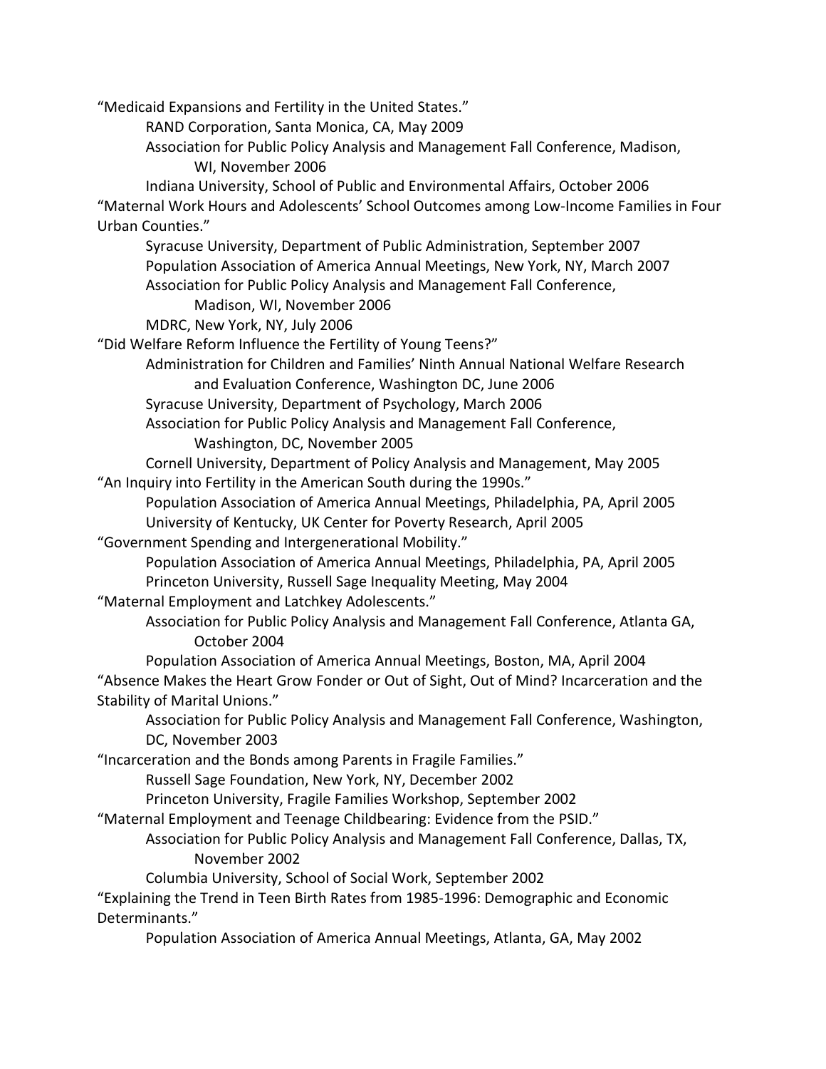"Medicaid Expansions and Fertility in the United States."

- RAND Corporation, Santa Monica, CA, May 2009
- Association for Public Policy Analysis and Management Fall Conference, Madison, WI, November 2006
- Indiana University, School of Public and Environmental Affairs, October 2006

"Maternal Work Hours and Adolescents' School Outcomes among Low-Income Families in Four Urban Counties."

- Syracuse University, Department of Public Administration, September 2007
- Population Association of America Annual Meetings, New York, NY, March 2007
- Association for Public Policy Analysis and Management Fall Conference, Madison, WI, November 2006
- MDRC, New York, NY, July 2006

"Did Welfare Reform Influence the Fertility of Young Teens?"

- Administration for Children and Families' Ninth Annual National Welfare Research and Evaluation Conference, Washington DC, June 2006
- Syracuse University, Department of Psychology, March 2006
- Association for Public Policy Analysis and Management Fall Conference, Washington, DC, November 2005
- Cornell University, Department of Policy Analysis and Management, May 2005

"An Inquiry into Fertility in the American South during the 1990s."

- Population Association of America Annual Meetings, Philadelphia, PA, April 2005
- University of Kentucky, UK Center for Poverty Research, April 2005

"Government Spending and Intergenerational Mobility."

- Population Association of America Annual Meetings, Philadelphia, PA, April 2005
- Princeton University, Russell Sage Inequality Meeting, May 2004

"Maternal Employment and Latchkey Adolescents."

- Association for Public Policy Analysis and Management Fall Conference, Atlanta GA, October 2004
- Population Association of America Annual Meetings, Boston, MA, April 2004

"Absence Makes the Heart Grow Fonder or Out of Sight, Out of Mind? Incarceration and the Stability of Marital Unions."

- Association for Public Policy Analysis and Management Fall Conference, Washington, DC, November 2003

"Incarceration and the Bonds among Parents in Fragile Families."

- Russell Sage Foundation, New York, NY, December 2002
- Princeton University, Fragile Families Workshop, September 2002

"Maternal Employment and Teenage Childbearing: Evidence from the PSID."

- Association for Public Policy Analysis and Management Fall Conference, Dallas, TX, November 2002
- Columbia University, School of Social Work, September 2002

"Explaining the Trend in Teen Birth Rates from 1985-1996: Demographic and Economic Determinants."

- Population Association of America Annual Meetings, Atlanta, GA, May 2002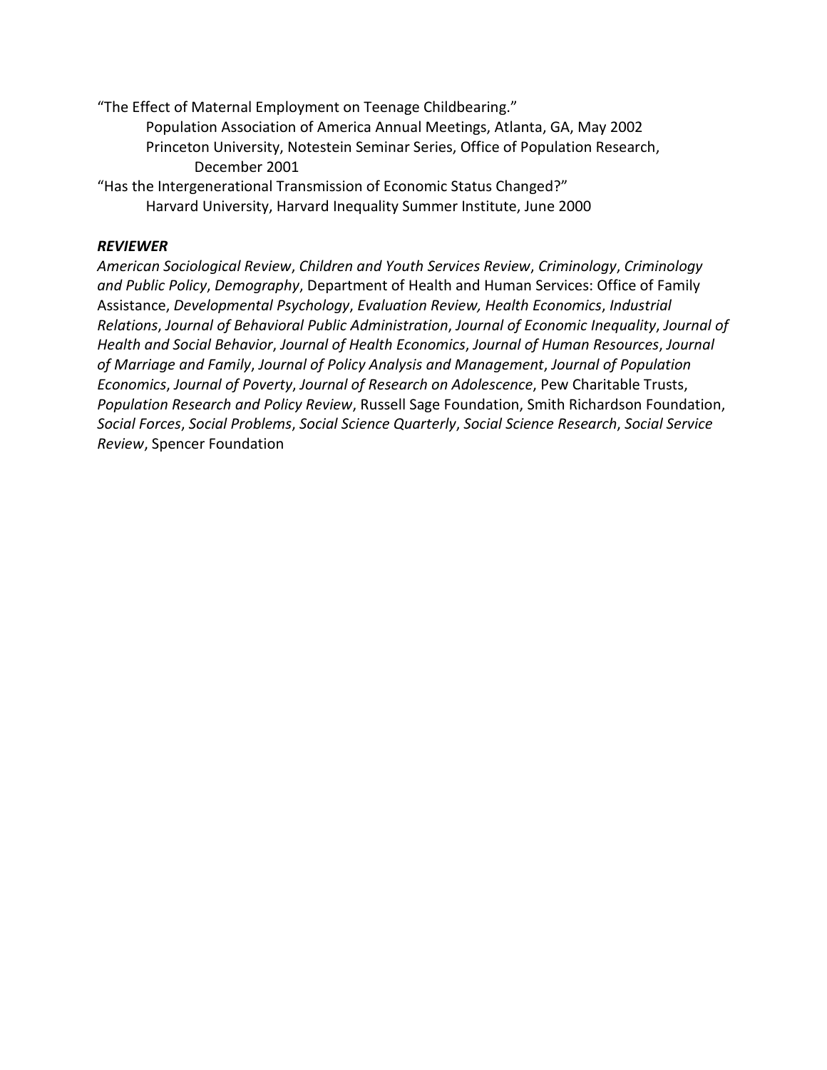"The Effect of Maternal Employment on Teenage Childbearing."

Population Association of America Annual Meetings, Atlanta, GA, May 2002

Princeton University, Notestein Seminar Series, Office of Population Research, December 2001

"Has the Intergenerational Transmission of Economic Status Changed?"

Harvard University, Harvard Inequality Summer Institute, June 2000

***REVIEWER***

*American Sociological Review*, *Children and Youth Services Review*, *Criminology*, *Criminology and Public Policy*, *Demography*, Department of Health and Human Services: Office of Family Assistance, *Developmental Psychology*, *Evaluation Review, Health Economics*, *Industrial Relations*, *Journal of Behavioral Public Administration*, *Journal of Economic Inequality*, *Journal of Health and Social Behavior*, *Journal of Health Economics*, *Journal of Human Resources*, *Journal of Marriage and Family*, *Journal of Policy Analysis and Management*, *Journal of Population Economics*, *Journal of Poverty*, *Journal of Research on Adolescence*, Pew Charitable Trusts, *Population Research and Policy Review*, Russell Sage Foundation, Smith Richardson Foundation, *Social Forces*, *Social Problems*, *Social Science Quarterly*, *Social Science Research*, *Social Service Review*, Spencer Foundation